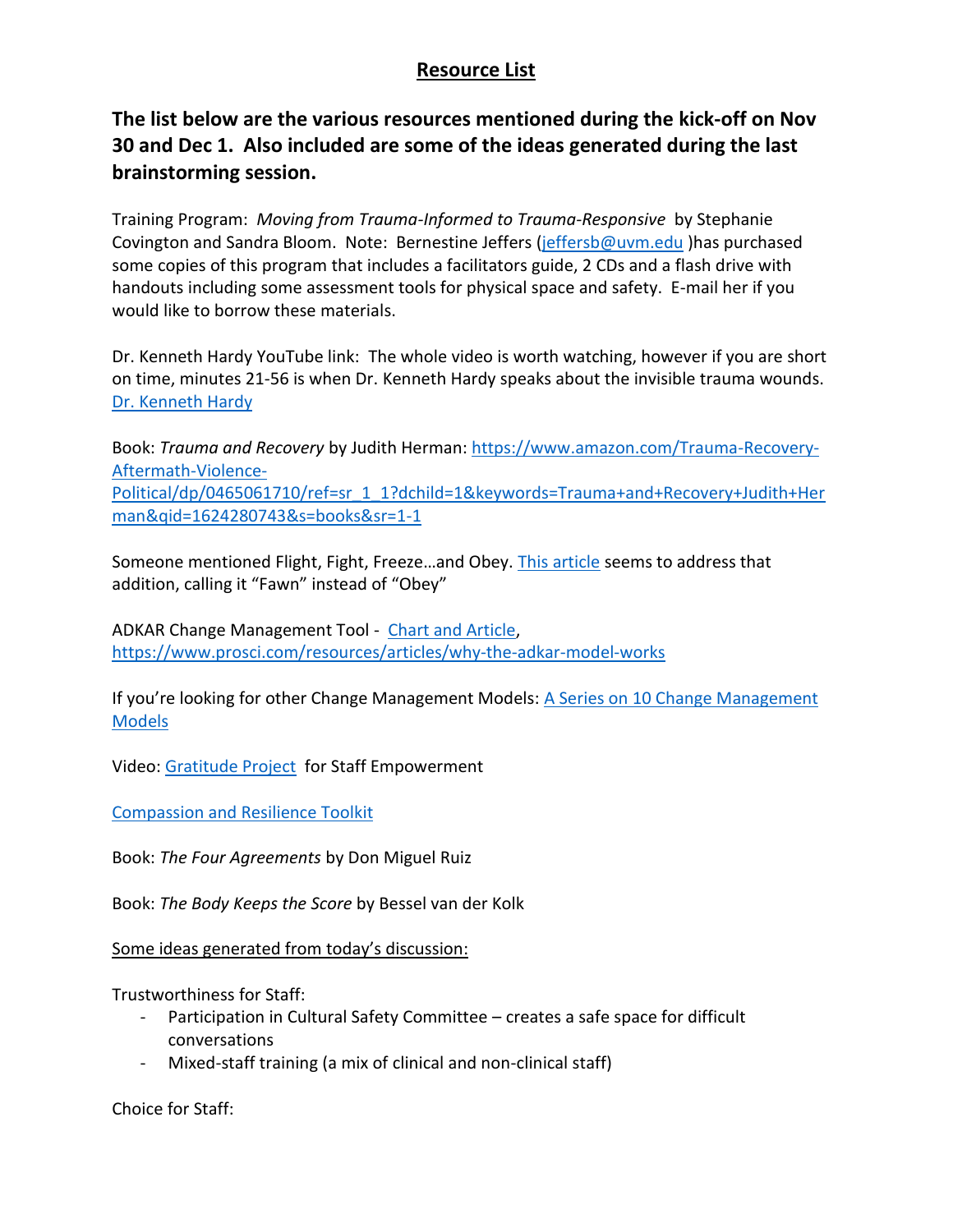# Resource List

**The list below are the various resources mentioned during the kick-off on Nov 30 and Dec 1. Also included are some of the ideas generated during the last brainstorming session.**

Training Program: *Moving from Trauma-Informed to Trauma-Responsive* by Stephanie Covington and Sandra Bloom. Note: Bernestine Jeffers (jeffersb@uvm.edu )has purchased some copies of this program that includes a facilitators guide, 2 CDs and a flash drive with handouts including some assessment tools for physical space and safety. E-mail her if you would like to borrow these materials.

Dr. Kenneth Hardy YouTube link: The whole video is worth watching, however if you are short on time, minutes 21-56 is when Dr. Kenneth Hardy speaks about the invisible trauma wounds. Dr. Kenneth Hardy

Book: *Trauma and Recovery* by Judith Herman: https://www.amazon.com/Trauma-Recovery-Aftermath-Violence-Political/dp/0465061710/ref=sr_1_1?dchild=1&keywords=Trauma+and+Recovery+Judith+Herman&qid=1624280743&s=books&sr=1-1

Someone mentioned Flight, Fight, Freeze…and Obey. This article seems to address that addition, calling it "Fawn" instead of "Obey"

ADKAR Change Management Tool - Chart and Article, https://www.prosci.com/resources/articles/why-the-adkar-model-works

If you're looking for other Change Management Models: A Series on 10 Change Management Models

Video: Gratitude Project for Staff Empowerment

Compassion and Resilience Toolkit

Book: *The Four Agreements* by Don Miguel Ruiz

Book: *The Body Keeps the Score* by Bessel van der Kolk

Some ideas generated from today's discussion:

Trustworthiness for Staff:

- Participation in Cultural Safety Committee – creates a safe space for difficult conversations
- Mixed-staff training (a mix of clinical and non-clinical staff)

Choice for Staff: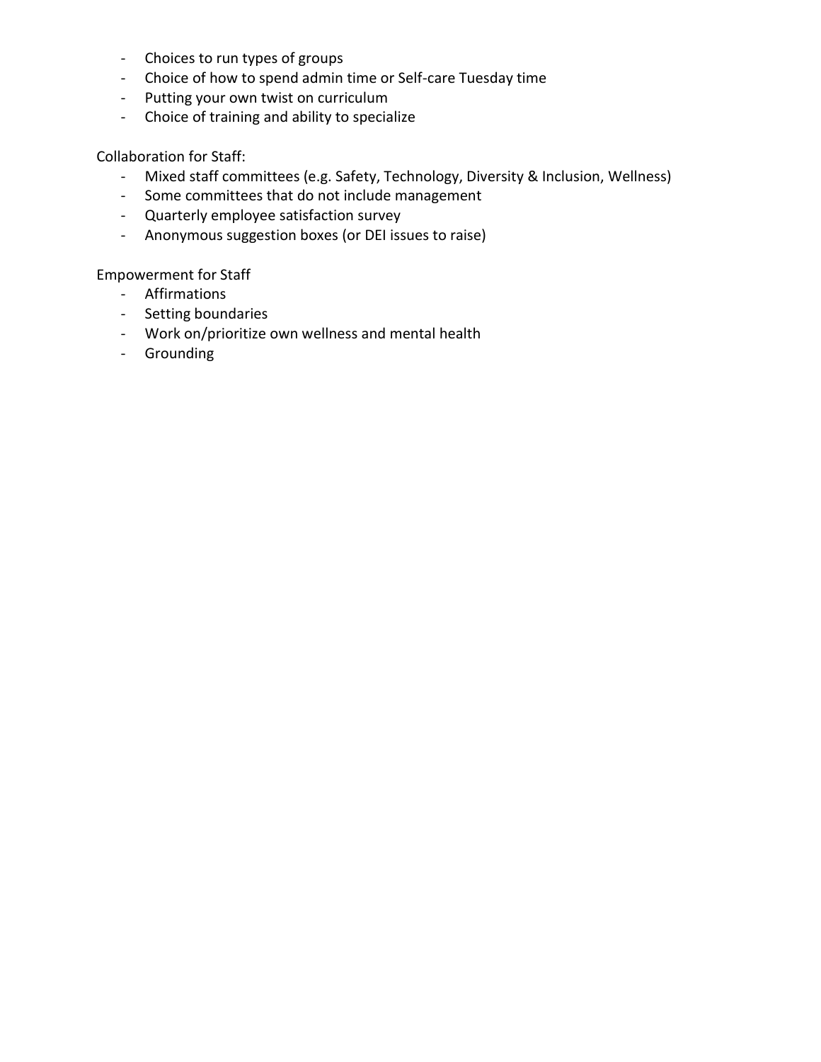- Choices to run types of groups
- Choice of how to spend admin time or Self-care Tuesday time
- Putting your own twist on curriculum
- Choice of training and ability to specialize

Collaboration for Staff:

- Mixed staff committees (e.g. Safety, Technology, Diversity & Inclusion, Wellness)
- Some committees that do not include management
- Quarterly employee satisfaction survey
- Anonymous suggestion boxes (or DEI issues to raise)

Empowerment for Staff

- Affirmations
- Setting boundaries
- Work on/prioritize own wellness and mental health
- Grounding